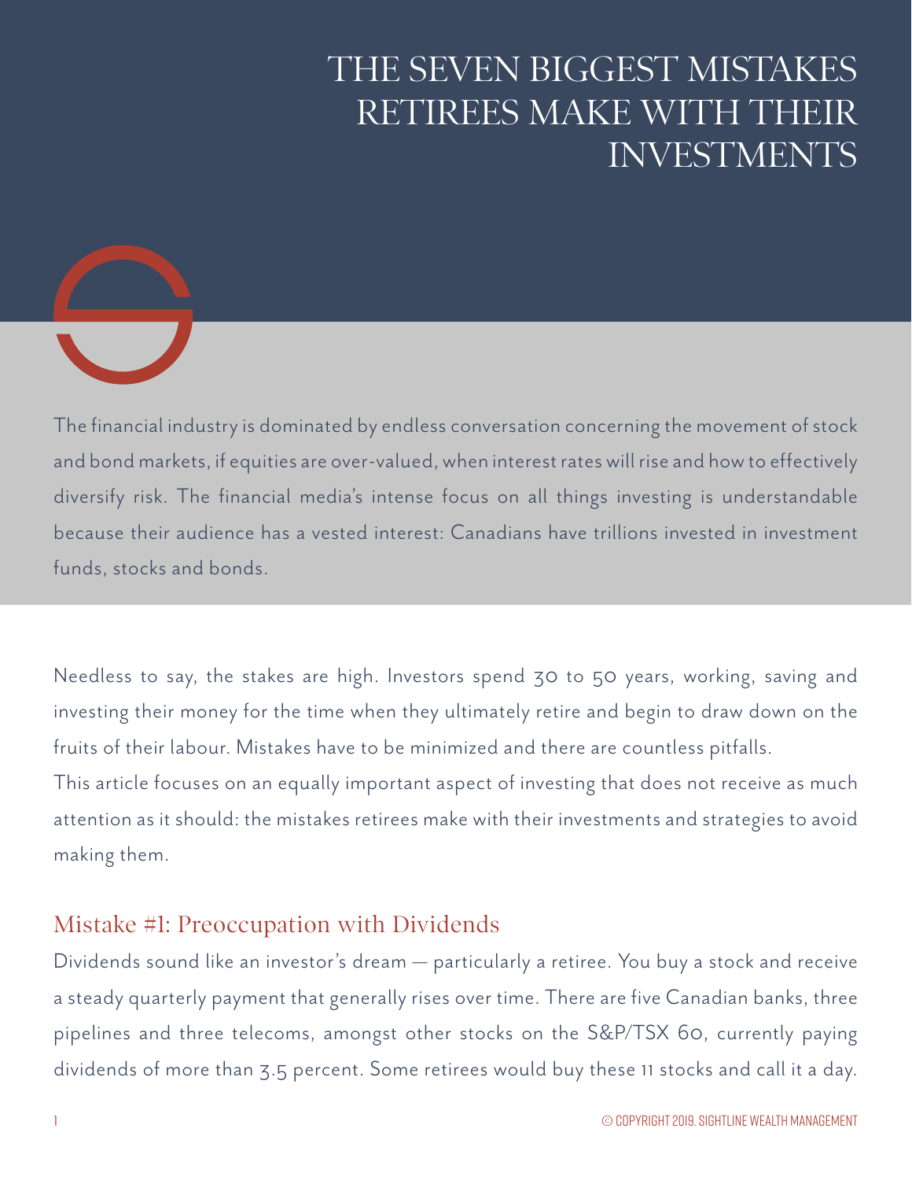# THE SEVEN BIGGEST MISTAKES RETIREES MAKE WITH THEIR INVESTMENTS

The financial industry is dominated by endless conversation concerning the movement of stock and bond markets, if equities are over-valued, when interest rates will rise and how to effectively diversify risk. The financial media's intense focus on all things investing is understandable because their audience has a vested interest: Canadians have trillions invested in investment funds, stocks and bonds.

Needless to say, the stakes are high. Investors spend 30 to 50 years, working, saving and investing their money for the time when they ultimately retire and begin to draw down on the fruits of their labour. Mistakes have to be minimized and there are countless pitfalls.

This article focuses on an equally important aspect of investing that does not receive as much attention as it should: the mistakes retirees make with their investments and strategies to avoid making them.

## Mistake #1: Preoccupation with Dividends

Dividends sound like an investor's dream — particularly a retiree. You buy a stock and receive a steady quarterly payment that generally rises over time. There are five Canadian banks, three pipelines and three telecoms, amongst other stocks on the S&P/TSX 60, currently paying dividends of more than 3.5 percent. Some retirees would buy these 11 stocks and call it a day.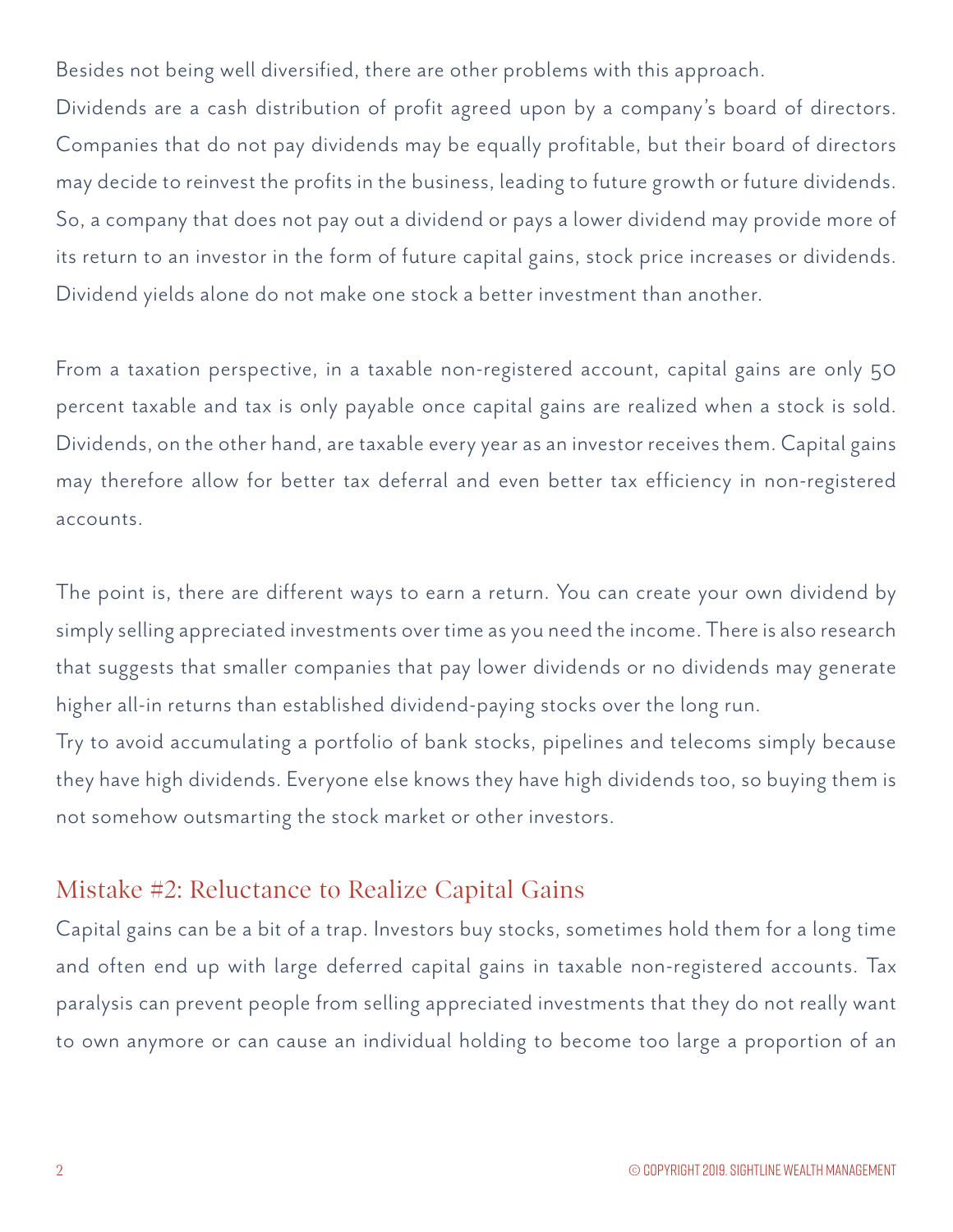Besides not being well diversified, there are other problems with this approach.

Dividends are a cash distribution of profit agreed upon by a company's board of directors. Companies that do not pay dividends may be equally profitable, but their board of directors may decide to reinvest the profits in the business, leading to future growth or future dividends. So, a company that does not pay out a dividend or pays a lower dividend may provide more of its return to an investor in the form of future capital gains, stock price increases or dividends. Dividend yields alone do not make one stock a better investment than another.

From a taxation perspective, in a taxable non-registered account, capital gains are only 50 percent taxable and tax is only payable once capital gains are realized when a stock is sold. Dividends, on the other hand, are taxable every year as an investor receives them. Capital gains may therefore allow for better tax deferral and even better tax efficiency in non-registered accounts.

The point is, there are different ways to earn a return. You can create your own dividend by simply selling appreciated investments over time as you need the income. There is also research that suggests that smaller companies that pay lower dividends or no dividends may generate higher all-in returns than established dividend-paying stocks over the long run.

Try to avoid accumulating a portfolio of bank stocks, pipelines and telecoms simply because they have high dividends. Everyone else knows they have high dividends too, so buying them is not somehow outsmarting the stock market or other investors.

## Mistake #2: Reluctance to Realize Capital Gains

Capital gains can be a bit of a trap. Investors buy stocks, sometimes hold them for a long time and often end up with large deferred capital gains in taxable non-registered accounts. Tax paralysis can prevent people from selling appreciated investments that they do not really want to own anymore or can cause an individual holding to become too large a proportion of an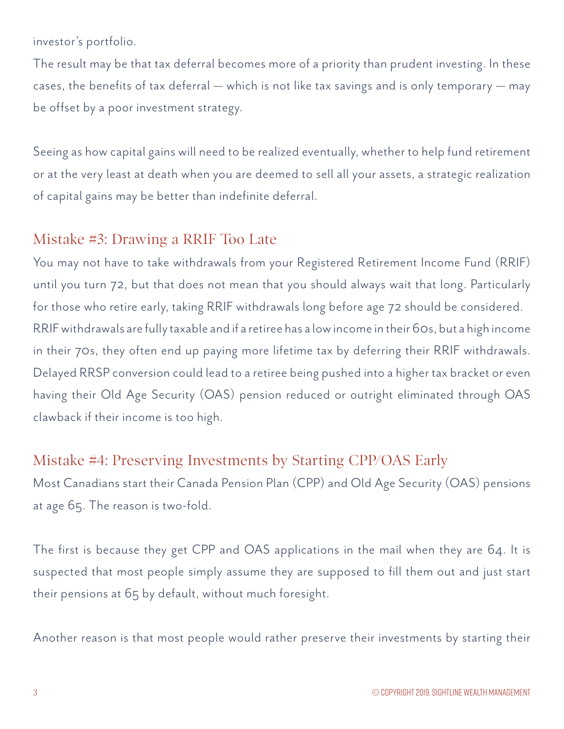investor's portfolio.

The result may be that tax deferral becomes more of a priority than prudent investing. In these cases, the benefits of tax deferral — which is not like tax savings and is only temporary — may be offset by a poor investment strategy.

Seeing as how capital gains will need to be realized eventually, whether to help fund retirement or at the very least at death when you are deemed to sell all your assets, a strategic realization of capital gains may be better than indefinite deferral.

## Mistake #3: Drawing a RRIF Too Late

You may not have to take withdrawals from your Registered Retirement Income Fund (RRIF) until you turn 72, but that does not mean that you should always wait that long. Particularly for those who retire early, taking RRIF withdrawals long before age 72 should be considered. RRIF withdrawals are fully taxable and if a retiree has a low income in their 60s, but a high income in their 70s, they often end up paying more lifetime tax by deferring their RRIF withdrawals. Delayed RRSP conversion could lead to a retiree being pushed into a higher tax bracket or even having their Old Age Security (OAS) pension reduced or outright eliminated through OAS clawback if their income is too high.

## Mistake #4: Preserving Investments by Starting CPP/OAS Early

Most Canadians start their Canada Pension Plan (CPP) and Old Age Security (OAS) pensions at age 65. The reason is two-fold.

The first is because they get CPP and OAS applications in the mail when they are 64. It is suspected that most people simply assume they are supposed to fill them out and just start their pensions at 65 by default, without much foresight.

Another reason is that most people would rather preserve their investments by starting their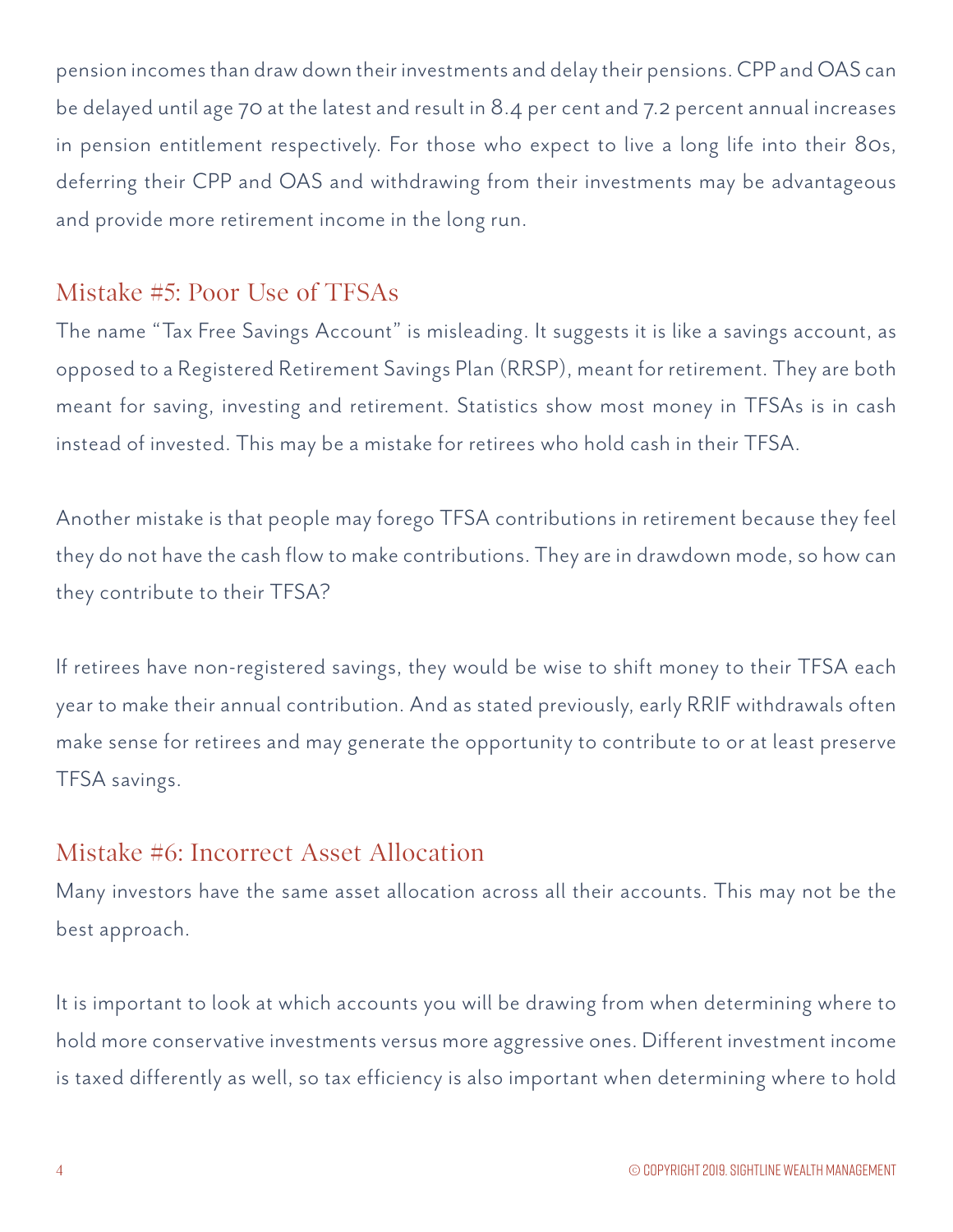pension incomes than draw down their investments and delay their pensions. CPP and OAS can be delayed until age 70 at the latest and result in 8.4 per cent and 7.2 percent annual increases in pension entitlement respectively. For those who expect to live a long life into their 80s, deferring their CPP and OAS and withdrawing from their investments may be advantageous and provide more retirement income in the long run.

## Mistake #5: Poor Use of TFSAs

The name "Tax Free Savings Account" is misleading. It suggests it is like a savings account, as opposed to a Registered Retirement Savings Plan (RRSP), meant for retirement. They are both meant for saving, investing and retirement. Statistics show most money in TFSAs is in cash instead of invested. This may be a mistake for retirees who hold cash in their TFSA.

Another mistake is that people may forego TFSA contributions in retirement because they feel they do not have the cash flow to make contributions. They are in drawdown mode, so how can they contribute to their TFSA?

If retirees have non-registered savings, they would be wise to shift money to their TFSA each year to make their annual contribution. And as stated previously, early RRIF withdrawals often make sense for retirees and may generate the opportunity to contribute to or at least preserve TFSA savings.

## Mistake #6: Incorrect Asset Allocation

Many investors have the same asset allocation across all their accounts. This may not be the best approach.

It is important to look at which accounts you will be drawing from when determining where to hold more conservative investments versus more aggressive ones. Different investment income is taxed differently as well, so tax efficiency is also important when determining where to hold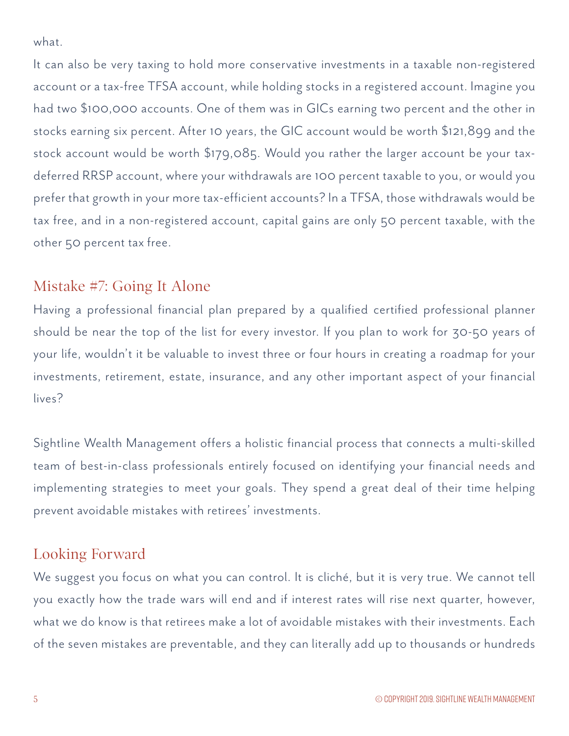what.

It can also be very taxing to hold more conservative investments in a taxable non-registered account or a tax-free TFSA account, while holding stocks in a registered account. Imagine you had two $100,000 accounts. One of them was in GICs earning two percent and the other in stocks earning six percent. After 10 years, the GIC account would be worth $121,899 and the stock account would be worth $179,085. Would you rather the larger account be your tax-deferred RRSP account, where your withdrawals are 100 percent taxable to you, or would you prefer that growth in your more tax-efficient accounts? In a TFSA, those withdrawals would be tax free, and in a non-registered account, capital gains are only 50 percent taxable, with the other 50 percent tax free.

## Mistake #7: Going It Alone

Having a professional financial plan prepared by a qualified certified professional planner should be near the top of the list for every investor. If you plan to work for 30-50 years of your life, wouldn't it be valuable to invest three or four hours in creating a roadmap for your investments, retirement, estate, insurance, and any other important aspect of your financial lives?

Sightline Wealth Management offers a holistic financial process that connects a multi-skilled team of best-in-class professionals entirely focused on identifying your financial needs and implementing strategies to meet your goals. They spend a great deal of their time helping prevent avoidable mistakes with retirees' investments.

## Looking Forward

We suggest you focus on what you can control. It is cliché, but it is very true. We cannot tell you exactly how the trade wars will end and if interest rates will rise next quarter, however, what we do know is that retirees make a lot of avoidable mistakes with their investments. Each of the seven mistakes are preventable, and they can literally add up to thousands or hundreds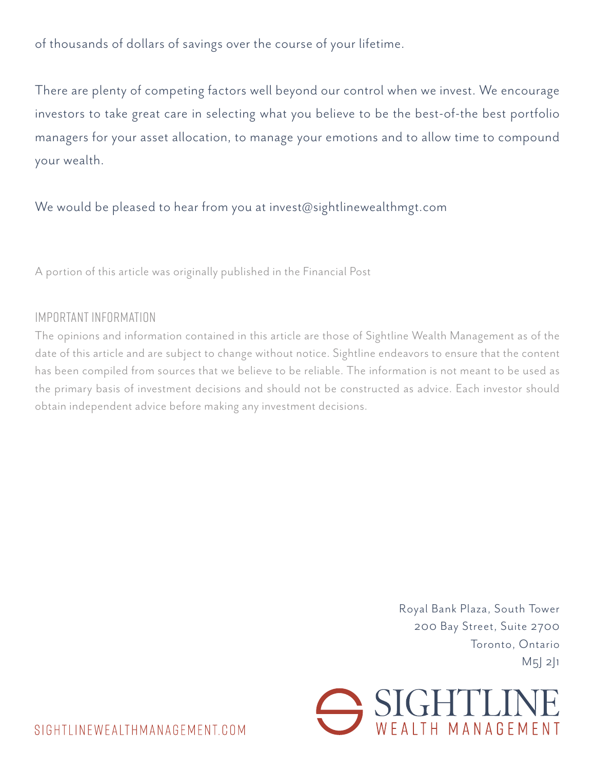of thousands of dollars of savings over the course of your lifetime.

There are plenty of competing factors well beyond our control when we invest. We encourage investors to take great care in selecting what you believe to be the best-of-the best portfolio managers for your asset allocation, to manage your emotions and to allow time to compound your wealth.

We would be pleased to hear from you at invest@sightlinewealthmgt.com

A portion of this article was originally published in the Financial Post

## IMPORTANT INFORMATION

The opinions and information contained in this article are those of Sightline Wealth Management as of the date of this article and are subject to change without notice. Sightline endeavors to ensure that the content has been compiled from sources that we believe to be reliable. The information is not meant to be used as the primary basis of investment decisions and should not be constructed as advice. Each investor should obtain independent advice before making any investment decisions.

Royal Bank Plaza, South Tower
200 Bay Street, Suite 2700
Toronto, Ontario
M5J 2J1

SIGHTLINE
WEALTH MANAGEMENT

SIGHTLINEWEALTHMANAGEMENT.COM